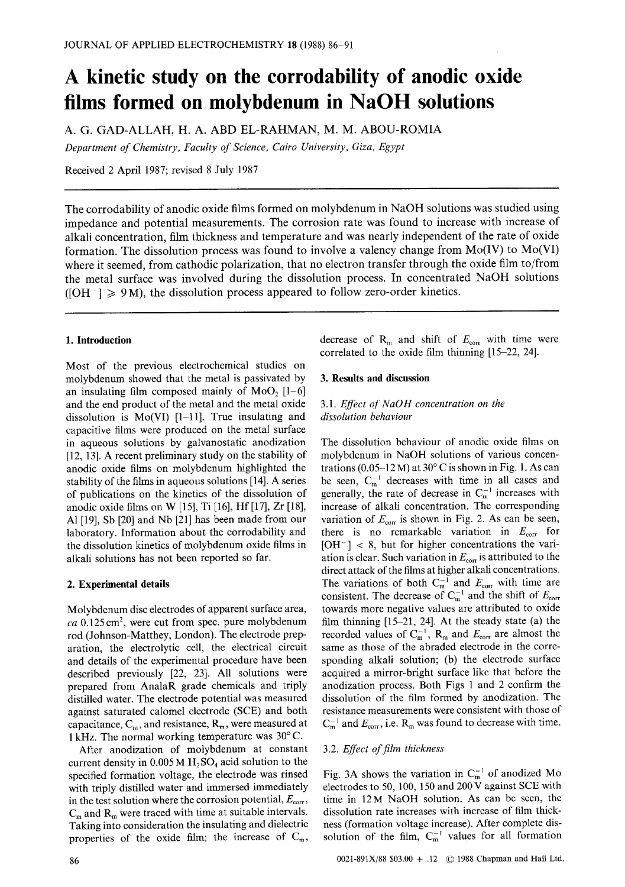# A kinetic study on the corrodability of anodic oxide films formed on molybdenum in NaOH solutions

A. G. GAD-ALLAH, H. A. ABD EL-RAHMAN, M. M. ABOU-ROMIA

*Department of Chemistry, Faculty of Science, Cairo University, Giza, Egypt*

Received 2 April 1987; revised 8 July 1987

The corrodability of anodic oxide films formed on molybdenum in NaOH solutions was studied using impedance and potential measurements. The corrosion rate was found to increase with increase of alkali concentration, film thickness and temperature and was nearly independent of the rate of oxide formation. The dissolution process was found to involve a valency change from Mo(IV) to Mo(VI) where it seemed, from cathodic polarization, that no electron transfer through the oxide film to/from the metal surface was involved during the dissolution process. In concentrated NaOH solutions ($[OH^-] \geq 9$ M), the dissolution process appeared to follow zero-order kinetics.

## 1. Introduction

Most of the previous electrochemical studies on molybdenum showed that the metal is passivated by an insulating film composed mainly of $MoO_2$ [1–6] and the end product of the metal and the metal oxide dissolution is Mo(VI) [1–11]. True insulating and capacitive films were produced on the metal surface in aqueous solutions by galvanostatic anodization [12, 13]. A recent preliminary study on the stability of anodic oxide films on molybdenum highlighted the stability of the films in aqueous solutions [14]. A series of publications on the kinetics of the dissolution of anodic oxide films on W [15], Ti [16], Hf [17], Zr [18], Al [19], Sb [20] and Nb [21] has been made from our laboratory. Information about the corrodability and the dissolution kinetics of molybdenum oxide films in alkali solutions has not been reported so far.

## 2. Experimental details

Molybdenum disc electrodes of apparent surface area, *ca* 0.125 $cm^2$, were cut from spec. pure molybdenum rod (Johnson-Matthey, London). The electrode preparation, the electrolytic cell, the electrical circuit and details of the experimental procedure have been described previously [22, 23]. All solutions were prepared from AnalaR grade chemicals and triply distilled water. The electrode potential was measured against saturated calomel electrode (SCE) and both capacitance, $C_m$, and resistance, $R_m$, were measured at 1 kHz. The normal working temperature was 30° C.

After anodization of molybdenum at constant current density in 0.005 M $H_2SO_4$ acid solution to the specified formation voltage, the electrode was rinsed with triply distilled water and immersed immediately in the test solution where the corrosion potential, $E_{corr}$, $C_m$ and $R_m$ were traced with time at suitable intervals. Taking into consideration the insulating and dielectric properties of the oxide film; the increase of $C_m$, decrease of $R_m$ and shift of $E_{corr}$ with time were correlated to the oxide film thinning [15–22, 24].

## 3. Results and discussion

### 3.1. *Effect of NaOH concentration on the dissolution behaviour*

The dissolution behaviour of anodic oxide films on molybdenum in NaOH solutions of various concentrations (0.05–12 M) at 30° C is shown in Fig. 1. As can be seen, $C_m^{-1}$ decreases with time in all cases and generally, the rate of decrease in $C_m^{-1}$ increases with increase of alkali concentration. The corresponding variation of $E_{corr}$ is shown in Fig. 2. As can be seen, there is no remarkable variation in $E_{corr}$ for $[OH^-] < 8$, but for higher concentrations the variation is clear. Such variation in $E_{corr}$ is attributed to the direct attack of the films at higher alkali concentrations. The variations of both $C_m^{-1}$ and $E_{corr}$ with time are consistent. The decrease of $C_m^{-1}$ and the shift of $E_{corr}$ towards more negative values are attributed to oxide film thinning [15–21, 24]. At the steady state (a) the recorded values of $C_m^{-1}$, $R_m$ and $E_{corr}$ are almost the same as those of the abraded electrode in the corresponding alkali solution; (b) the electrode surface acquired a mirror-bright surface like that before the anodization process. Both Figs 1 and 2 confirm the dissolution of the film formed by anodization. The resistance measurements were consistent with those of $C_m^{-1}$ and $E_{corr}$, i.e. $R_m$ was found to decrease with time.

### 3.2. *Effect of film thickness*

Fig. 3A shows the variation in $C_m^{-1}$ of anodized Mo electrodes to 50, 100, 150 and 200 V against SCE with time in 12 M NaOH solution. As can be seen, the dissolution rate increases with increase of film thickness (formation voltage increase). After complete dissolution of the film, $C_m^{-1}$ values for all formation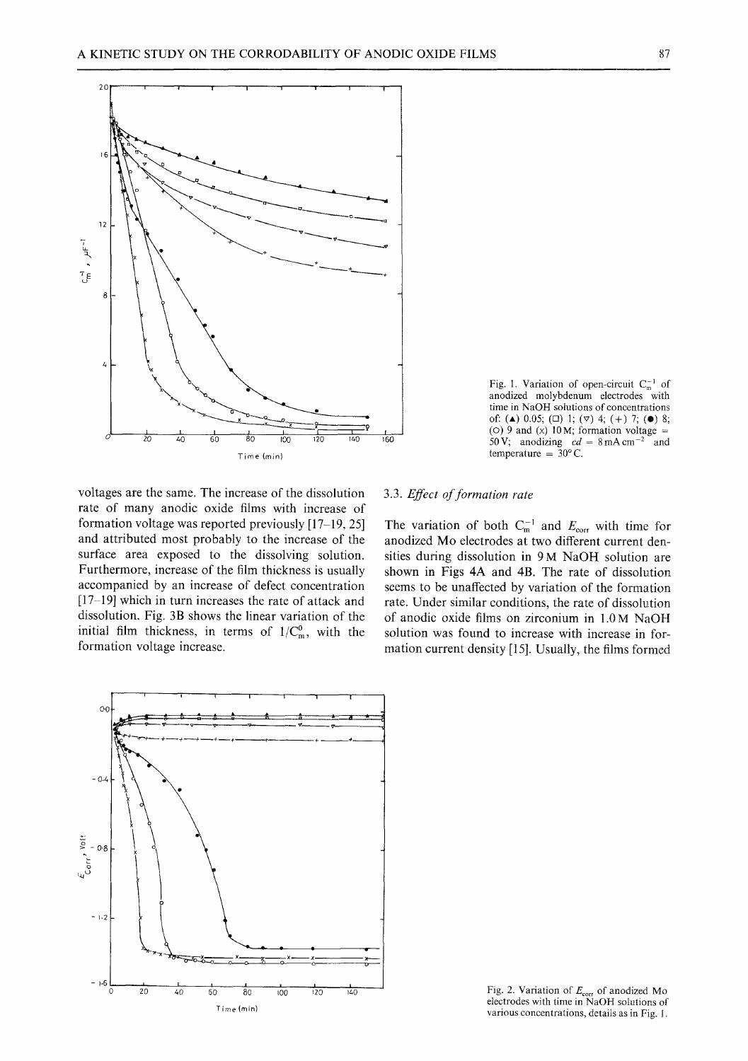Fig. 1. Variation of open-circuit $C_m^{-1}$ of anodized molybdenum electrodes with time in NaOH solutions of concentrations of: (▲) 0.05; (□) 1; (▽) 4; (+) 7; (●) 8; (○) 9 and (x) 10 M; formation voltage = 50 V; anodizing $cd$ = 8 mA cm$^{-2}$ and temperature = 30°C.

voltages are the same. The increase of the dissolution rate of many anodic oxide films with increase of formation voltage was reported previously [17–19, 25] and attributed most probably to the increase of the surface area exposed to the dissolving solution. Furthermore, increase of the film thickness is usually accompanied by an increase of defect concentration [17–19] which in turn increases the rate of attack and dissolution. Fig. 3B shows the linear variation of the initial film thickness, in terms of $1/C_m^0$, with the formation voltage increase.

### 3.3. *Effect of formation rate*

The variation of both $C_m^{-1}$ and $E_{corr}$ with time for anodized Mo electrodes at two different current densities during dissolution in 9 M NaOH solution are shown in Figs 4A and 4B. The rate of dissolution seems to be unaffected by variation of the formation rate. Under similar conditions, the rate of dissolution of anodic oxide films on zirconium in 1.0 M NaOH solution was found to increase with increase in formation current density [15]. Usually, the films formed

Fig. 2. Variation of $E_{corr}$ of anodized Mo electrodes with time in NaOH solutions of various concentrations, details as in Fig. 1.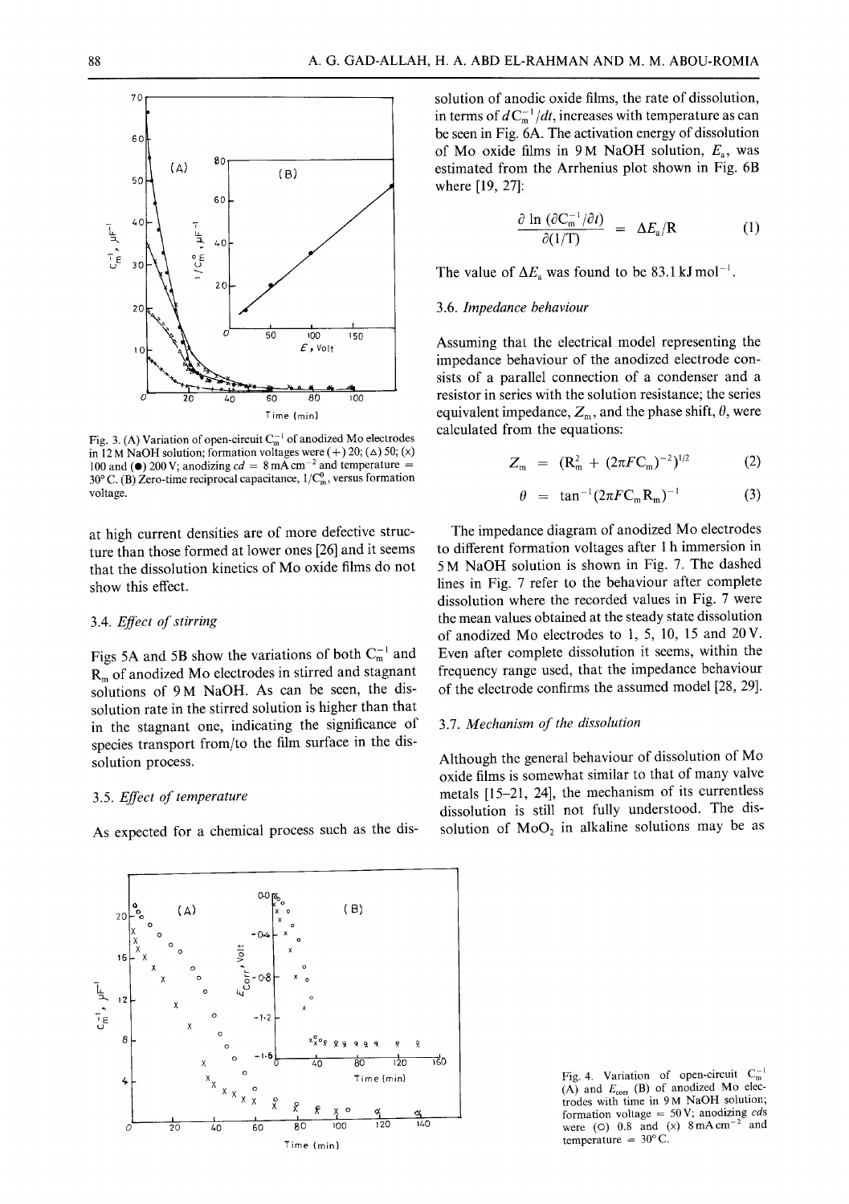Fig. 3. (A) Variation of open-circuit $C_m^{-1}$ of anodized Mo electrodes in 12 M NaOH solution; formation voltages were (+) 20; (△) 50; (x) 100 and (●) 200 V; anodizing $cd$ = 8 mA cm$^{-2}$ and temperature = 30° C. (B) Zero-time reciprocal capacitance, $1/C_m^0$, versus formation voltage.

at high current densities are of more defective structure than those formed at lower ones [26] and it seems that the dissolution kinetics of Mo oxide films do not show this effect.

### 3.4. *Effect of stirring*

Figs 5A and 5B show the variations of both $C_m^{-1}$ and $R_m$ of anodized Mo electrodes in stirred and stagnant solutions of 9 M NaOH. As can be seen, the dissolution rate in the stirred solution is higher than that in the stagnant one, indicating the significance of species transport from/to the film surface in the dissolution process.

### 3.5. *Effect of temperature*

As expected for a chemical process such as the dissolution of anodic oxide films, the rate of dissolution, in terms of $dC_m^{-1}/dt$, increases with temperature as can be seen in Fig. 6A. The activation energy of dissolution of Mo oxide films in 9 M NaOH solution, $E_a$, was estimated from the Arrhenius plot shown in Fig. 6B where [19, 27]:

$$\frac{\partial \ln (\partial C_m^{-1}/\partial t)}{\partial (1/T)} = \Delta E_a/R \qquad (1)$$

The value of $\Delta E_a$ was found to be 83.1 kJ mol$^{-1}$.

### 3.6. *Impedance behaviour*

Assuming that the electrical model representing the impedance behaviour of the anodized electrode consists of a parallel connection of a condenser and a resistor in series with the solution resistance; the series equivalent impedance, $Z_m$, and the phase shift, $\theta$, were calculated from the equations:

$$Z_m = (R_m^2 + (2\pi F C_m)^{-2})^{1/2} \qquad (2)$$

$$\theta = \tan^{-1}(2\pi F C_m R_m)^{-1} \qquad (3)$$

The impedance diagram of anodized Mo electrodes to different formation voltages after 1 h immersion in 5 M NaOH solution is shown in Fig. 7. The dashed lines in Fig. 7 refer to the behaviour after complete dissolution where the recorded values in Fig. 7 were the mean values obtained at the steady state dissolution of anodized Mo electrodes to 1, 5, 10, 15 and 20 V. Even after complete dissolution it seems, within the frequency range used, that the impedance behaviour of the electrode confirms the assumed model [28, 29].

### 3.7. *Mechanism of the dissolution*

Although the general behaviour of dissolution of Mo oxide films is somewhat similar to that of many valve metals [15–21, 24], the mechanism of its currentless dissolution is still not fully understood. The dissolution of $MoO_2$ in alkaline solutions may be as

Fig. 4. Variation of open-circuit $C_m^{-1}$ (A) and $E_{corr}$ (B) of anodized Mo electrodes with time in 9 M NaOH solution; formation voltage = 50 V; anodizing $cds$ were (○) 0.8 and (x) 8 mA cm$^{-2}$ and temperature = 30° C.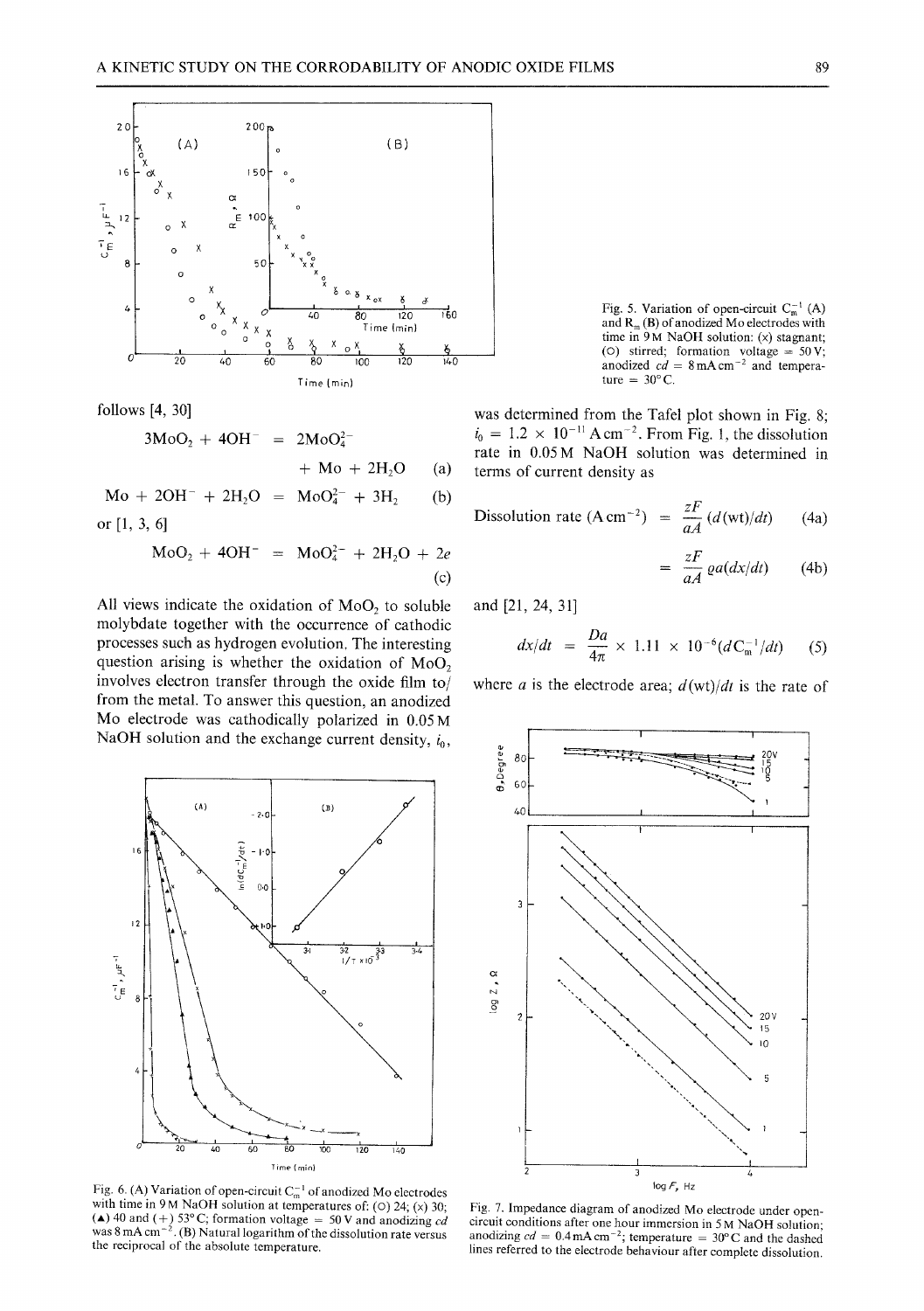Fig. 5. Variation of open-circuit $C_m^{-1}$ (A) and $R_m$ (B) of anodized Mo electrodes with time in 9 M NaOH solution: (x) stagnant; (O) stirred; formation voltage = 50 V; anodized $cd = 8\,\text{mA cm}^{-2}$ and temperature = 30°C.

follows [4, 30]

$$3MoO_2 + 4OH^- = 2MoO_4^{2-} + Mo + 2H_2O \quad \text{(a)}$$

$$Mo + 2OH^- + 2H_2O = MoO_4^{2-} + 3H_2 \quad \text{(b)}$$

or [1, 3, 6]

$$MoO_2 + 4OH^- = MoO_4^{2-} + 2H_2O + 2e \quad \text{(c)}$$

All views indicate the oxidation of $MoO_2$ to soluble molybdate together with the occurrence of cathodic processes such as hydrogen evolution. The interesting question arising is whether the oxidation of $MoO_2$ involves electron transfer through the oxide film to/from the metal. To answer this question, an anodized Mo electrode was cathodically polarized in 0.05 M NaOH solution and the exchange current density, $i_0$, was determined from the Tafel plot shown in Fig. 8; $i_0 = 1.2 \times 10^{-11}\,\text{A cm}^{-2}$. From Fig. 1, the dissolution rate in 0.05 M NaOH solution was determined in terms of current density as

$$\text{Dissolution rate } (\text{A cm}^{-2}) = \frac{zF}{aA}(d(\text{wt})/dt) \quad \text{(4a)}$$

$$= \frac{zF}{aA}\varrho a(dx/dt) \quad \text{(4b)}$$

and [21, 24, 31]

$$dx/dt = \frac{Da}{4\pi} \times 1.11 \times 10^{-6}(dC_m^{-1}/dt) \quad \text{(5)}$$

where $a$ is the electrode area; $d(\text{wt})/dt$ is the rate of

Fig. 6. (A) Variation of open-circuit $C_m^{-1}$ of anodized Mo electrodes with time in 9 M NaOH solution at temperatures of: (O) 24; (x) 30; (▲) 40 and (+) 53°C; formation voltage = 50 V and anodizing $cd$ was $8\,\text{mA cm}^{-2}$. (B) Natural logarithm of the dissolution rate versus the reciprocal of the absolute temperature.

Fig. 7. Impedance diagram of anodized Mo electrode under open-circuit conditions after one hour immersion in 5 M NaOH solution; anodizing $cd = 0.4\,\text{mA cm}^{-2}$; temperature = 30°C and the dashed lines referred to the electrode behaviour after complete dissolution.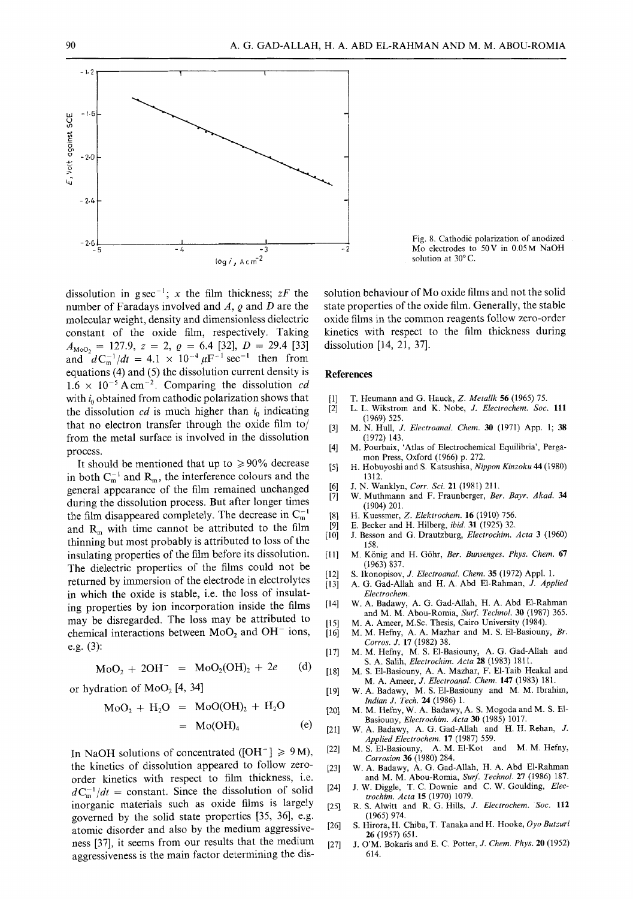Fig. 8. Cathodic polarization of anodized Mo electrodes to 50 V in 0.05 M NaOH solution at 30°C.

dissolution in g sec$^{-1}$; $x$ the film thickness; $zF$ the number of Faradays involved and $A$, $\varrho$ and $D$ are the molecular weight, density and dimensionless dielectric constant of the oxide film, respectively. Taking $A_{MoO_2} = 127.9$, $z = 2$, $\varrho = 6.4$ [32], $D = 29.4$ [33] and $dC_m^{-1}/dt = 4.1 \times 10^{-4}\,\mu F^{-1}\,sec^{-1}$ then from equations (4) and (5) the dissolution current density is $1.6 \times 10^{-5}\,A\,cm^{-2}$. Comparing the dissolution *cd* with $i_0$ obtained from cathodic polarization shows that the dissolution *cd* is much higher than $i_0$ indicating that no electron transfer through the oxide film to/from the metal surface is involved in the dissolution process.

It should be mentioned that up to $\geq 90\%$ decrease in both $C_m^{-1}$ and $R_m$, the interference colours and the general appearance of the film remained unchanged during the dissolution process. But after longer times the film disappeared completely. The decrease in $C_m^{-1}$ and $R_m$ with time cannot be attributed to the film thinning but most probably is attributed to loss of the insulating properties of the film before its dissolution. The dielectric properties of the films could not be returned by immersion of the electrode in electrolytes in which the oxide is stable, i.e. the loss of insulating properties by ion incorporation inside the films may be disregarded. The loss may be attributed to chemical interactions between $MoO_2$ and $OH^-$ ions, e.g. (3):

$$MoO_2 + 2OH^- = MoO_2(OH)_2 + 2e \qquad (d)$$

or hydration of $MoO_2$ [4, 34]

$$\begin{aligned} MoO_2 + H_2O &= MoO(OH)_2 + H_2O \\ &= Mo(OH)_4 \end{aligned} \qquad (e)$$

In NaOH solutions of concentrated ($[OH^-] \geq 9\,M$), the kinetics of dissolution appeared to follow zero-order kinetics with respect to film thickness, i.e. $dC_m^{-1}/dt$ = constant. Since the dissolution of solid inorganic materials such as oxide films is largely governed by the solid state properties [35, 36], e.g. atomic disorder and also by the medium aggressiveness [37], it seems from our results that the medium aggressiveness is the main factor determining the dissolution behaviour of Mo oxide films and not the solid state properties of the oxide film. Generally, the stable oxide films in the common reagents follow zero-order kinetics with respect to the film thickness during dissolution [14, 21, 37].

## References

[1] T. Heumann and G. Hauck, *Z. Metallk* **56** (1965) 75.
[2] L. L. Wikstrom and K. Nobe, *J. Electrochem. Soc.* **111** (1969) 525.
[3] M. N. Hull, *J. Electroanal. Chem.* **30** (1971) App. 1; **38** (1972) 143.
[4] M. Pourbaix, 'Atlas of Electrochemical Equilibria', Pergamon Press, Oxford (1966) p. 272.
[5] H. Hobuyoshi and S. Katsushisa, *Nippon Kinzoku* **44** (1980) 1312.
[6] J. N. Wanklyn, *Corr. Sci.* **21** (1981) 211.
[7] W. Muthmann and F. Fraunberger, *Ber. Bayr. Akad.* **34** (1904) 201.
[8] H. Kuessmer, *Z. Elektrochem.* **16** (1910) 756.
[9] E. Becker and H. Hilberg, *ibid.* **31** (1925) 32.
[10] J. Besson and G. Drautzburg, *Electrochim. Acta* **3** (1960) 158.
[11] M. König and H. Göhr, *Ber. Bunsenges. Phys. Chem.* **67** (1963) 837.
[12] S. Ikonopisov, *J. Electroanal. Chem.* **35** (1972) Appl. 1.
[13] A. G. Gad-Allah and H. A. Abd El-Rahman, *J. Applied Electrochem.*
[14] W. A. Badawy, A. G. Gad-Allah, H. A. Abd El-Rahman and M. M. Abou-Romia, *Surf. Technol.* **30** (1987) 365.
[15] M. A. Ameer, M.Sc. Thesis, Cairo University (1984).
[16] M. M. Hefny, A. A. Mazhar and M. S. El-Basiouny, *Br. Corros. J.* **17** (1982) 38.
[17] M. M. Hefny, M. S. El-Basiouny, A. G. Gad-Allah and S. A. Salih, *Electrochim. Acta* **28** (1983) 1811.
[18] M. S. El-Basiouny, A. A. Mazhar, F. El-Taib Heakal and M. A. Ameer, *J. Electroanal. Chem.* **147** (1983) 181.
[19] W. A. Badawy, M. S. El-Basiouny and M. M. Ibrahim, *Indian J. Tech.* **24** (1986) 1.
[20] M. M. Hefny, W. A. Badawy, A. S. Mogoda and M. S. El-Basiouny, *Electrochim. Acta* **30** (1985) 1017.
[21] W. A. Badawy, A. G. Gad-Allah and H. H. Rehan, *J. Applied Electrochem.* **17** (1987) 559.
[22] M. S. El-Basiouny, A. M. El-Kot and M. M. Hefny, *Corrosion* **36** (1980) 284.
[23] W. A. Badawy, A. G. Gad-Allah, H. A. Abd El-Rahman and M. M. Abou-Romia, *Surf. Technol.* **27** (1986) 187.
[24] J. W. Diggle, T. C. Downie and C. W. Goulding, *Electrochim. Acta* **15** (1970) 1079.
[25] R. S. Alwitt and R. G. Hills, *J. Electrochem. Soc.* **112** (1965) 974.
[26] S. Hirora, H. Chiba, T. Tanaka and H. Hooke, *Oyo Butzuri* **26** (1957) 651.
[27] J. O'M. Bokaris and E. C. Potter, *J. Chem. Phys.* **20** (1952) 614.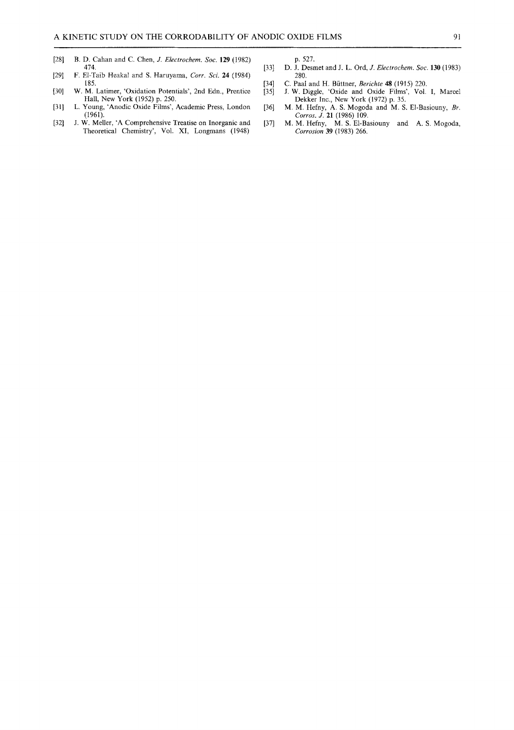[28] B. D. Cahan and C. Chen, *J. Electrochem. Soc.* **129** (1982) 474.

[29] F. El-Taib Heakal and S. Haruyama, *Corr. Sci.* **24** (1984) 185.

[30] W. M. Latimer, 'Oxidation Potentials', 2nd Edn., Prentice Hall, New York (1952) p. 250.

[31] L. Young, 'Anodic Oxide Films', Academic Press, London (1961).

[32] J. W. Meller, 'A Comprehensive Treatise on Inorganic and Theoretical Chemistry', Vol. XI, Longmans (1948) p. 527.

[33] D. J. Desmet and J. L. Ord, *J. Electrochem. Soc.* **130** (1983) 280.

[34] C. Paal and H. Büttner, *Berichte* **48** (1915) 220.

[35] J. W. Diggle, 'Oxide and Oxide Films', Vol. I, Marcel Dekker Inc., New York (1972) p. 35.

[36] M. M. Hefny, A. S. Mogoda and M. S. El-Basiouny, *Br. Corros. J.* **21** (1986) 109.

[37] M. M. Hefny, M. S. El-Basiouny and A. S. Mogoda, *Corrosion* **39** (1983) 266.